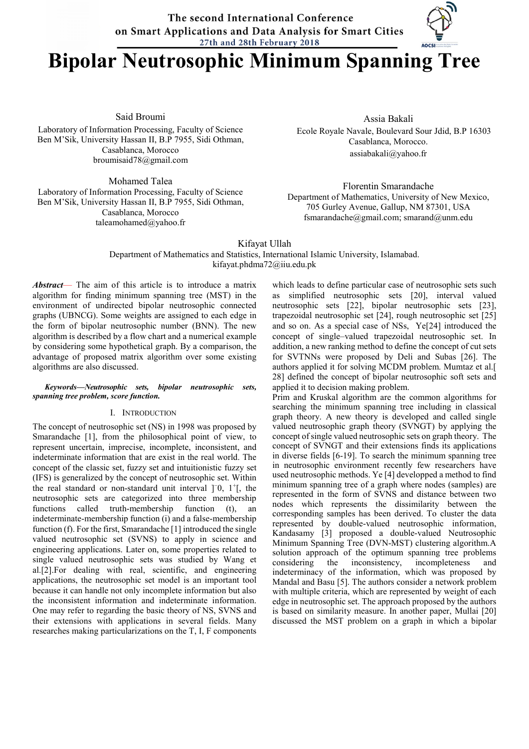# Bipolar Neutrosophic Minimum Spanning Tree

Said Broumi
Laboratory of Information Processing, Faculty of Science Ben M'Sik, University Hassan II, B.P 7955, Sidi Othman, Casablanca, Morocco
broumisaid78@gmail.com

Assia Bakali
Ecole Royale Navale, Boulevard Sour Jdid, B.P 16303 Casablanca, Morocco.
assiabakali@yahoo.fr

Mohamed Talea
Laboratory of Information Processing, Faculty of Science Ben M'Sik, University Hassan II, B.P 7955, Sidi Othman, Casablanca, Morocco
taleamohamed@yahoo.fr

Florentin Smarandache
Department of Mathematics, University of New Mexico, 705 Gurley Avenue, Gallup, NM 87301, USA
fsmarandache@gmail.com; smarand@unm.edu

Kifayat Ullah
Department of Mathematics and Statistics, International Islamic University, Islamabad.
kifayat.phdma72@iiu.edu.pk

***Abstract***— The aim of this article is to introduce a matrix algorithm for finding minimum spanning tree (MST) in the environment of undirected bipolar neutrosophic connected graphs (UBNCG). Some weights are assigned to each edge in the form of bipolar neutrosophic number (BNN). The new algorithm is described by a flow chart and a numerical example by considering some hypothetical graph. By a comparison, the advantage of proposed matrix algorithm over some existing algorithms are also discussed.

***Keywords—Neutrosophic sets, bipolar neutrosophic sets, spanning tree problem, score function.***

## I. INTRODUCTION

The concept of neutrosophic set (NS) in 1998 was proposed by Smarandache [1], from the philosophical point of view, to represent uncertain, imprecise, incomplete, inconsistent, and indeterminate information that are exist in the real world. The concept of the classic set, fuzzy set and intuitionistic fuzzy set (IFS) is generalized by the concept of neutrosophic set. Within the real standard or non-standard unit interval $]^{-}0, 1^{+}[$, the neutrosophic sets are categorized into three membership functions called truth-membership function (t), an indeterminate-membership function (i) and a false-membership function (f). For the first, Smarandache [1] introduced the single valued neutrosophic set (SVNS) to apply in science and engineering applications. Later on, some properties related to single valued neutrosophic sets was studied by Wang et al.[2].For dealing with real, scientific, and engineering applications, the neutrosophic set model is an important tool because it can handle not only incomplete information but also the inconsistent information and indeterminate information. One may refer to regarding the basic theory of NS, SVNS and their extensions with applications in several fields. Many researches making particularizations on the T, I, F components which leads to define particular case of neutrosophic sets such as simplified neutrosophic sets [20], interval valued neutrosophic sets [22], bipolar neutrosophic sets [23], trapezoidal neutrosophic set [24], rough neutrosophic set [25] and so on. As a special case of NSs, Ye[24] introduced the concept of single–valued trapezoidal neutrosophic set. In addition, a new ranking method to define the concept of cut sets for SVTNNs were proposed by Deli and Subas [26]. The authors applied it for solving MCDM problem. Mumtaz et al.[ 28] defined the concept of bipolar neutrosophic soft sets and applied it to decision making problem.

Prim and Kruskal algorithm are the common algorithms for searching the minimum spanning tree including in classical graph theory. A new theory is developed and called single valued neutrosophic graph theory (SVNGT) by applying the concept of single valued neutrosophic sets on graph theory. The concept of SVNGT and their extensions finds its applications in diverse fields [6-19]. To search the minimum spanning tree in neutrosophic environment recently few researchers have used neutrosophic methods. Ye [4] developped a method to find minimum spanning tree of a graph where nodes (samples) are represented in the form of SVNS and distance between two nodes which represents the dissimilarity between the corresponding samples has been derived. To cluster the data represented by double-valued neutrosophic information, Kandasamy [3] proposed a double-valued Neutrosophic Minimum Spanning Tree (DVN-MST) clustering algorithm.A solution approach of the optimum spanning tree problems considering the inconsistency, incompleteness and indeterminacy of the information, which was proposed by Mandal and Basu [5]. The authors consider a network problem with multiple criteria, which are represented by weight of each edge in neutrosophic set. The approach proposed by the authors is based on similarity measure. In another paper, Mullai [20] discussed the MST problem on a graph in which a bipolar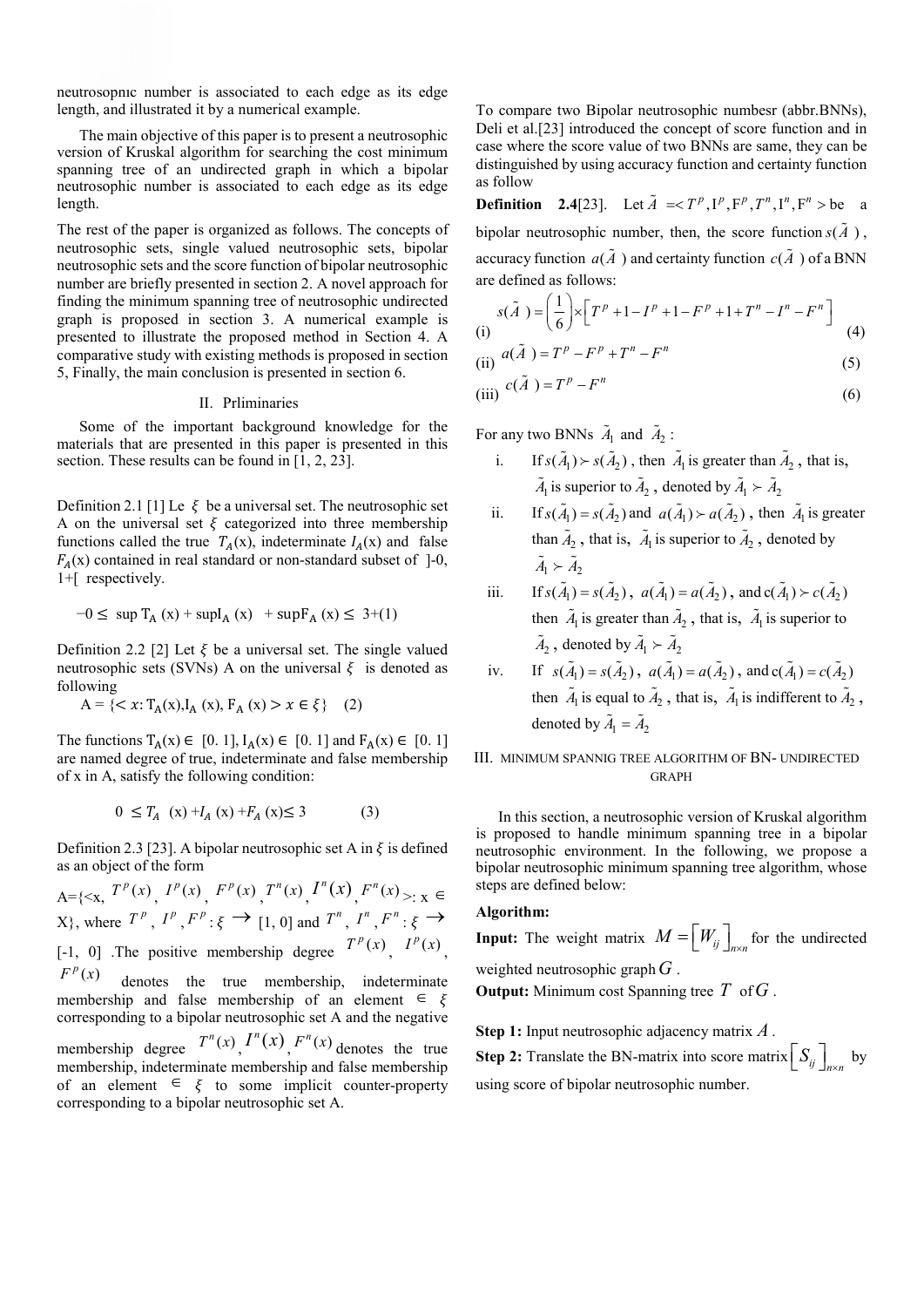neutrosophic number is associated to each edge as its edge length, and illustrated it by a numerical example.

The main objective of this paper is to present a neutrosophic version of Kruskal algorithm for searching the cost minimum spanning tree of an undirected graph in which a bipolar neutrosophic number is associated to each edge as its edge length.

The rest of the paper is organized as follows. The concepts of neutrosophic sets, single valued neutrosophic sets, bipolar neutrosophic sets and the score function of bipolar neutrosophic number are briefly presented in section 2. A novel approach for finding the minimum spanning tree of neutrosophic undirected graph is proposed in section 3. A numerical example is presented to illustrate the proposed method in Section 4. A comparative study with existing methods is proposed in section 5, Finally, the main conclusion is presented in section 6.

## II. Prliminaries

Some of the important background knowledge for the materials that are presented in this paper is presented in this section. These results can be found in [1, 2, 23].

Definition 2.1 [1] Le $\xi$ be a universal set. The neutrosophic set A on the universal set $\xi$ categorized into three membership functions called the true $T_A$(x), indeterminate $I_A$(x) and false $F_A$(x) contained in real standard or non-standard subset of ]-0, 1+[ respectively.

$$-0 \leq \sup T_A(x) + \sup I_A(x) + \sup F_A(x) \leq 3+ \quad (1)$$

Definition 2.2 [2] Let $\xi$ be a universal set. The single valued neutrosophic sets (SVNs) A on the universal $\xi$ is denoted as following

$$A = \{< x: T_A(x), I_A(x), F_A(x) > x \in \xi\} \quad (2)$$

The functions $T_A(x) \in [0. 1]$, $I_A(x) \in [0. 1]$ and $F_A(x) \in [0. 1]$ are named degree of true, indeterminate and false membership of x in A, satisfy the following condition:

$$0 \leq T_A(x) + I_A(x) + F_A(x) \leq 3 \quad (3)$$

Definition 2.3 [23]. A bipolar neutrosophic set A in $\xi$ is defined as an object of the form

A={<x, $T^p(x)$, $I^p(x)$, $F^p(x)$, $T^n(x)$, $I^n(x)$, $F^n(x)$>: x $\in$ X}, where $T^p$, $I^p$, $F^p : \xi \rightarrow$ [1, 0] and $T^n$, $I^n$, $F^n : \xi \rightarrow$ [-1, 0] .The positive membership degree $T^p(x)$, $I^p(x)$, $F^p(x)$ denotes the true membership, indeterminate membership and false membership of an element $\in \xi$ corresponding to a bipolar neutrosophic set A and the negative membership degree $T^n(x)$, $I^n(x)$, $F^n(x)$ denotes the true membership, indeterminate membership and false membership of an element $\in \xi$ to some implicit counter-property corresponding to a bipolar neutrosophic set A.

To compare two Bipolar neutrosophic numbesr (abbr.BNNs), Deli et al.[23] introduced the concept of score function and in case where the score value of two BNNs are same, they can be distinguished by using accuracy function and certainty function as follow

**Definition 2.4**[23]. Let $\tilde{A} = < T^p, I^p, F^p, T^n, I^n, F^n >$ be a bipolar neutrosophic number, then, the score function $s(\tilde{A})$, accuracy function $a(\tilde{A})$ and certainty function $c(\tilde{A})$ of a BNN are defined as follows:

(i) $$s(\tilde{A}) = \left(\frac{1}{6}\right) \times \left[ T^p + 1 - I^p + 1 - F^p + 1 + T^n - I^n - F^n \right] \quad (4)$$

(ii) $$a(\tilde{A}) = T^p - F^p + T^n - F^n \quad (5)$$

(iii) $$c(\tilde{A}) = T^p - F^n \quad (6)$$

For any two BNNs $\tilde{A}_1$ and $\tilde{A}_2$ :

i. If $s(\tilde{A}_1) \succ s(\tilde{A}_2)$ , then $\tilde{A}_1$ is greater than $\tilde{A}_2$ , that is, $\tilde{A}_1$ is superior to $\tilde{A}_2$ , denoted by $\tilde{A}_1 \succ \tilde{A}_2$

ii. If $s(\tilde{A}_1) = s(\tilde{A}_2)$ and $a(\tilde{A}_1) \succ a(\tilde{A}_2)$ , then $\tilde{A}_1$ is greater than $\tilde{A}_2$ , that is, $\tilde{A}_1$ is superior to $\tilde{A}_2$ , denoted by $\tilde{A}_1 \succ \tilde{A}_2$

iii. If $s(\tilde{A}_1) = s(\tilde{A}_2)$ , $a(\tilde{A}_1) = a(\tilde{A}_2)$ , and $c(\tilde{A}_1) \succ c(\tilde{A}_2)$ then $\tilde{A}_1$ is greater than $\tilde{A}_2$ , that is, $\tilde{A}_1$ is superior to $\tilde{A}_2$ , denoted by $\tilde{A}_1 \succ \tilde{A}_2$

iv. If $s(\tilde{A}_1) = s(\tilde{A}_2)$ , $a(\tilde{A}_1) = a(\tilde{A}_2)$ , and $c(\tilde{A}_1) = c(\tilde{A}_2)$ then $\tilde{A}_1$ is equal to $\tilde{A}_2$ , that is, $\tilde{A}_1$ is indifferent to $\tilde{A}_2$ , denoted by $\tilde{A}_1 = \tilde{A}_2$

## III. Minimum spannig tree algorithm of BN- undirected graph

In this section, a neutrosophic version of Kruskal algorithm is proposed to handle minimum spanning tree in a bipolar neutrosophic environment. In the following, we propose a bipolar neutrosophic minimum spanning tree algorithm, whose steps are defined below:

**Algorithm:**

**Input:** The weight matrix $M = \left[W_{ij}\right]_{n \times n}$ for the undirected weighted neutrosophic graph $G$ .

**Output:** Minimum cost Spanning tree $T$ of $G$ .

**Step 1:** Input neutrosophic adjacency matrix $A$ .

**Step 2:** Translate the BN-matrix into score matrix $\left[S_{ij}\right]_{n \times n}$ by using score of bipolar neutrosophic number.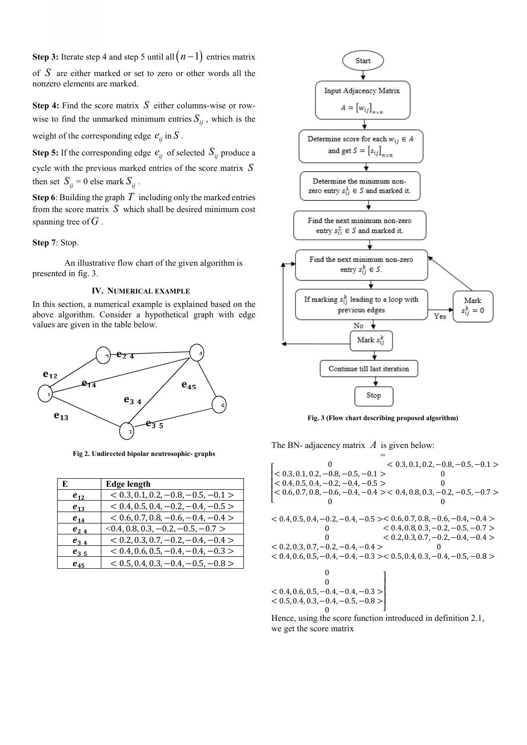**Step 3:** Iterate step 4 and step 5 until all $(n-1)$ entries matrix of $S$ are either marked or set to zero or other words all the nonzero elements are marked.

**Step 4:** Find the score matrix $S$ either columns-wise or row-wise to find the unmarked minimum entries $S_{ij}$, which is the weight of the corresponding edge $e_{ij}$ in $S$.

**Step 5:** If the corresponding edge $e_{ij}$ of selected $S_{ij}$ produce a cycle with the previous marked entries of the score matrix $S$ then set $S_{ij} = 0$ else mark $S_{ij}$.

**Step 6**: Building the graph $T$ including only the marked entries from the score matrix $S$ which shall be desired minimum cost spanning tree of $G$.

**Step 7**: Stop.

An illustrative flow chart of the given algorithm is presented in fig. 3.

Start → Input Adjacency Matrix $A = [w_{ij}]_{n\times n}$ → Determine score for each $w_{ij} \in A$ and get $S = [s_{ij}]_{n\times n}$ → Determine the minimum non-zero entry $s_{ij}^1 \in S$ and marked it. → Find the next minimum non-zero entry $s_{ij}^2 \in S$ and marked it. → Find the next minimum non-zero entry $s_{ij}^k \in S$. → If marking $s_{ij}^k$ leading to a loop with previous edges (Yes → Mark $s_{ij}^k = 0$; No → Mark $s_{ij}^k$) → Continue till last iteration → Stop

**Fig. 3 (Flow chart describing proposed algorithm)**

## IV. NUMERICAL EXAMPLE

In this section, a numerical example is explained based on the above algorithm. Consider a hypothetical graph with edge values are given in the table below.

**Fig 2. Undirected bipolar neutrosophic- graphs**

| E | Edge length |
|---|---|
| $e_{12}$ | $< 0.3, 0.1, 0.2, -0.8, -0.5, -0.1 >$ |
| $e_{13}$ | $< 0.4, 0.5, 0.4, -0.2, -0.4, -0.5 >$ |
| $e_{14}$ | $< 0.6, 0.7, 0.8, -0.6, -0.4, -0.4 >$ |
| $e_{24}$ | $< 0.4, 0.8, 0.3, -0.2, -0.5, -0.7 >$ |
| $e_{34}$ | $< 0.2, 0.3, 0.7, -0.2, -0.4, -0.4 >$ |
| $e_{35}$ | $< 0.4, 0.6, 0.5, -0.4, -0.4, -0.3 >$ |
| $e_{45}$ | $< 0.5, 0.4, 0.3, -0.4, -0.5, -0.8 >$ |

The BN- adjacency matrix $A$ is given below:

$$
A = \begin{bmatrix}
0 & <0.3,0.1,0.2,-0.8,-0.5,-0.1> & <0.4,0.5,0.4,-0.2,-0.4,-0.5> & <0.6,0.7,0.8,-0.6,-0.4,-0.4> & 0 \\
<0.3,0.1,0.2,-0.8,-0.5,-0.1> & 0 & 0 & <0.4,0.8,0.3,-0.2,-0.5,-0.7> & 0 \\
<0.4,0.5,0.4,-0.2,-0.4,-0.5> & 0 & 0 & <0.2,0.3,0.7,-0.2,-0.4,-0.4> & <0.4,0.6,0.5,-0.4,-0.4,-0.3> \\
<0.6,0.7,0.8,-0.6,-0.4,-0.4> & <0.4,0.8,0.3,-0.2,-0.5,-0.7> & <0.2,0.3,0.7,-0.2,-0.4,-0.4> & 0 & <0.5,0.4,0.3,-0.4,-0.5,-0.8> \\
0 & 0 & <0.4,0.6,0.5,-0.4,-0.4,-0.3> & <0.5,0.4,0.3,-0.4,-0.5,-0.8> & 0
\end{bmatrix}
$$

Hence, using the score function introduced in definition 2.1, we get the score matrix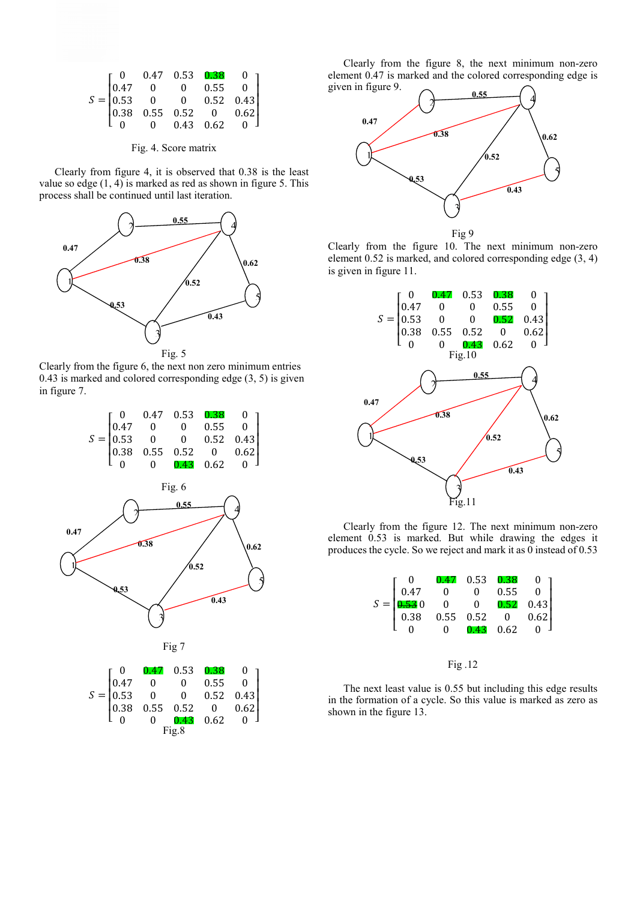$$
S = \begin{bmatrix} 0 & 0.47 & 0.53 & 0.38 & 0 \\ 0.47 & 0 & 0 & 0.55 & 0 \\ 0.53 & 0 & 0 & 0.52 & 0.43 \\ 0.38 & 0.55 & 0.52 & 0 & 0.62 \\ 0 & 0 & 0.43 & 0.62 & 0 \end{bmatrix}
$$

Fig. 4. Score matrix

Clearly from figure 4, it is observed that 0.38 is the least value so edge (1, 4) is marked as red as shown in figure 5. This process shall be continued until last iteration.

Fig. 5

Clearly from the figure 6, the next non zero minimum entries 0.43 is marked and colored corresponding edge (3, 5) is given in figure 7.

$$
S = \begin{bmatrix} 0 & 0.47 & 0.53 & 0.38 & 0 \\ 0.47 & 0 & 0 & 0.55 & 0 \\ 0.53 & 0 & 0 & 0.52 & 0.43 \\ 0.38 & 0.55 & 0.52 & 0 & 0.62 \\ 0 & 0 & 0.43 & 0.62 & 0 \end{bmatrix}
$$

Fig. 6

Fig 7

$$
S = \begin{bmatrix} 0 & 0.47 & 0.53 & 0.38 & 0 \\ 0.47 & 0 & 0 & 0.55 & 0 \\ 0.53 & 0 & 0 & 0.52 & 0.43 \\ 0.38 & 0.55 & 0.52 & 0 & 0.62 \\ 0 & 0 & 0.43 & 0.62 & 0 \end{bmatrix}
$$

Fig.8

Clearly from the figure 8, the next minimum non-zero element 0.47 is marked and the colored corresponding edge is given in figure 9.

Fig 9

Clearly from the figure 10. The next minimum non-zero element 0.52 is marked, and colored corresponding edge (3, 4) is given in figure 11.

$$
S = \begin{bmatrix} 0 & 0.47 & 0.53 & 0.38 & 0 \\ 0.47 & 0 & 0 & 0.55 & 0 \\ 0.53 & 0 & 0 & 0.52 & 0.43 \\ 0.38 & 0.55 & 0.52 & 0 & 0.62 \\ 0 & 0 & 0.43 & 0.62 & 0 \end{bmatrix}
$$

Fig.10

Fig.11

Clearly from the figure 12. The next minimum non-zero element 0.53 is marked. But while drawing the edges it produces the cycle. So we reject and mark it as 0 instead of 0.53

$$
S = \begin{bmatrix} 0 & 0.47 & 0.53 & 0.38 & 0 \\ 0.47 & 0 & 0 & 0.55 & 0 \\ 0.53\ 0 & 0 & 0 & 0.52 & 0.43 \\ 0.38 & 0.55 & 0.52 & 0 & 0.62 \\ 0 & 0 & 0.43 & 0.62 & 0 \end{bmatrix}
$$

Fig .12

The next least value is 0.55 but including this edge results in the formation of a cycle. So this value is marked as zero as shown in the figure 13.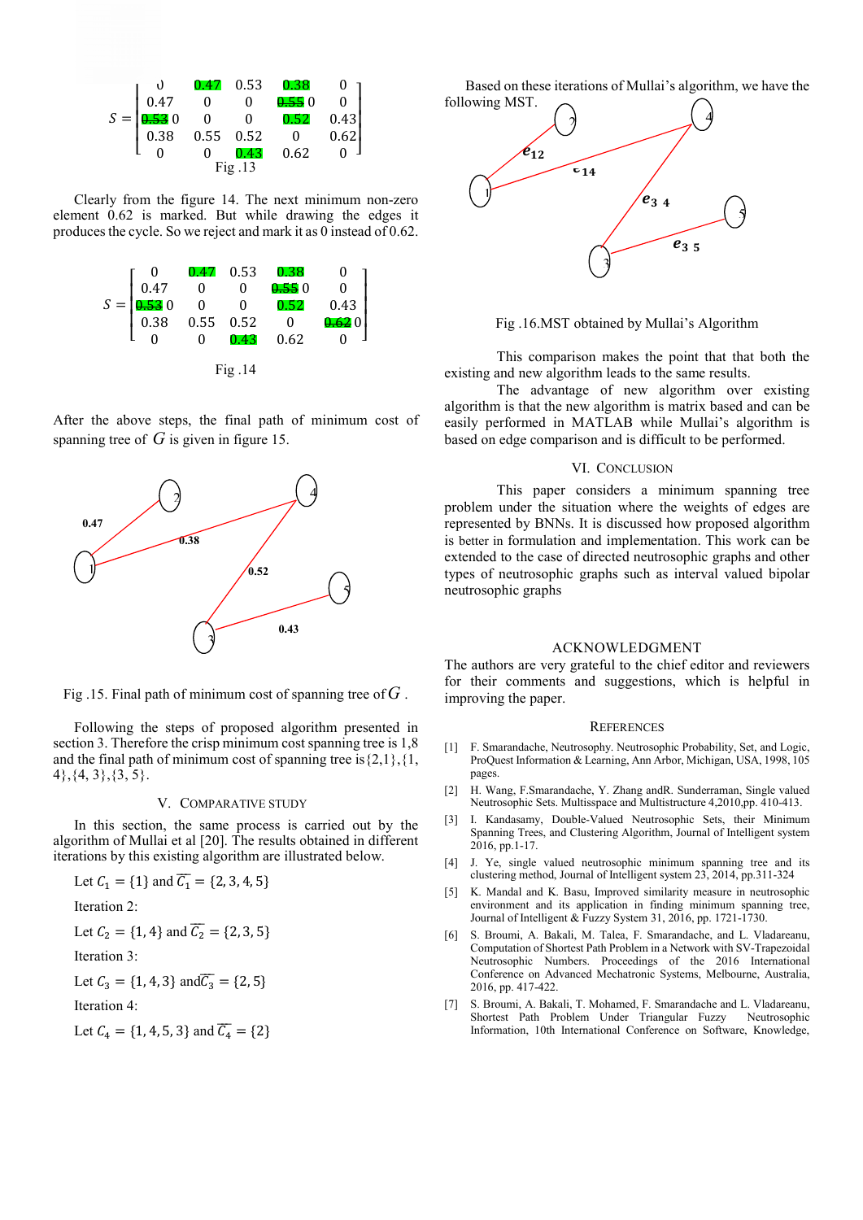$$S = \begin{bmatrix} 0 & 0.47 & 0.53 & 0.38 & 0 \\ 0.47 & 0 & 0 & 0.55\ 0 & 0 \\ 0.53\ 0 & 0 & 0 & 0.52 & 0.43 \\ 0.38 & 0.55 & 0.52 & 0 & 0.62 \\ 0 & 0 & 0.43 & 0.62 & 0 \end{bmatrix}$$

Fig .13

Clearly from the figure 14. The next minimum non-zero element 0.62 is marked. But while drawing the edges it produces the cycle. So we reject and mark it as 0 instead of 0.62.

$$S = \begin{bmatrix} 0 & 0.47 & 0.53 & 0.38 & 0 \\ 0.47 & 0 & 0 & 0.55\ 0 & 0 \\ 0.53\ 0 & 0 & 0 & 0.52 & 0.43 \\ 0.38 & 0.55 & 0.52 & 0 & 0.62\ 0 \\ 0 & 0 & 0.43 & 0.62 & 0 \end{bmatrix}$$

Fig .14

After the above steps, the final path of minimum cost of spanning tree of $G$ is given in figure 15.

Fig .15. Final path of minimum cost of spanning tree of $G$ .

Following the steps of proposed algorithm presented in section 3. Therefore the crisp minimum cost spanning tree is 1,8 and the final path of minimum cost of spanning tree is{2,1},{1, 4},{4, 3},{3, 5}.

## V. Comparative Study

In this section, the same process is carried out by the algorithm of Mullai et al [20]. The results obtained in different iterations by this existing algorithm are illustrated below.

Let $C_1 = \{1\}$ and $\overline{C_1} = \{2,3,4,5\}$

Iteration 2:

Let $C_2 = \{1,4\}$ and $\overline{C_2} = \{2,3,5\}$

Iteration 3:

Let $C_3 = \{1,4,3\}$ and $\overline{C_3} = \{2,5\}$

Iteration 4:

Let $C_4 = \{1,4,5,3\}$ and $\overline{C_4} = \{2\}$

Based on these iterations of Mullai's algorithm, we have the following MST.

Fig .16.MST obtained by Mullai's Algorithm

This comparison makes the point that that both the existing and new algorithm leads to the same results.

The advantage of new algorithm over existing algorithm is that the new algorithm is matrix based and can be easily performed in MATLAB while Mullai's algorithm is based on edge comparison and is difficult to be performed.

## VI. Conclusion

This paper considers a minimum spanning tree problem under the situation where the weights of edges are represented by BNNs. It is discussed how proposed algorithm is better in formulation and implementation. This work can be extended to the case of directed neutrosophic graphs and other types of neutrosophic graphs such as interval valued bipolar neutrosophic graphs

## Acknowledgment

The authors are very grateful to the chief editor and reviewers for their comments and suggestions, which is helpful in improving the paper.

## References

[1] F. Smarandache, Neutrosophy. Neutrosophic Probability, Set, and Logic, ProQuest Information & Learning, Ann Arbor, Michigan, USA, 1998, 105 pages.

[2] H. Wang, F.Smarandache, Y. Zhang andR. Sunderraman, Single valued Neutrosophic Sets. Multisspace and Multistructure 4,2010,pp. 410-413.

[3] I. Kandasamy, Double-Valued Neutrosophic Sets, their Minimum Spanning Trees, and Clustering Algorithm, Journal of Intelligent system 2016, pp.1-17.

[4] J. Ye, single valued neutrosophic minimum spanning tree and its clustering method, Journal of Intelligent system 23, 2014, pp.311-324

[5] K. Mandal and K. Basu, Improved similarity measure in neutrosophic environment and its application in finding minimum spanning tree, Journal of Intelligent & Fuzzy System 31, 2016, pp. 1721-1730.

[6] S. Broumi, A. Bakali, M. Talea, F. Smarandache, and L. Vladareanu, Computation of Shortest Path Problem in a Network with SV-Trapezoidal Neutrosophic Numbers. Proceedings of the 2016 International Conference on Advanced Mechatronic Systems, Melbourne, Australia, 2016, pp. 417-422.

[7] S. Broumi, A. Bakali, T. Mohamed, F. Smarandache and L. Vladareanu, Shortest Path Problem Under Triangular Fuzzy Neutrosophic Information, 10th International Conference on Software, Knowledge,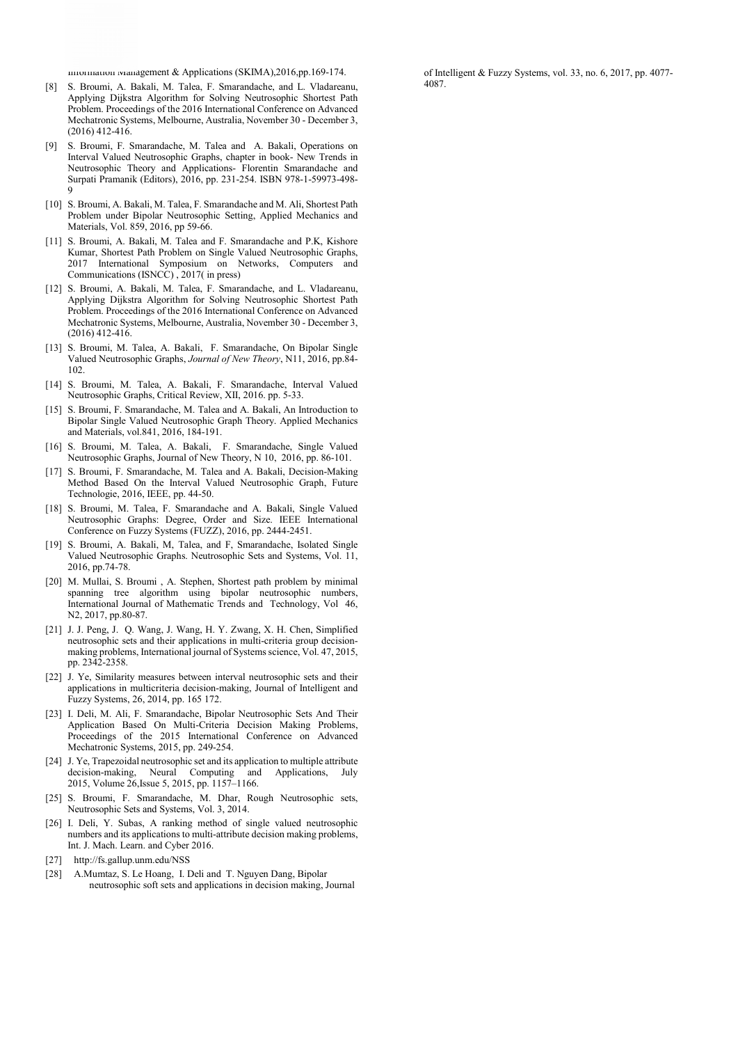Information Management & Applications (SKIMA),2016,pp.169-174.

[8] S. Broumi, A. Bakali, M. Talea, F. Smarandache, and L. Vladareanu, Applying Dijkstra Algorithm for Solving Neutrosophic Shortest Path Problem. Proceedings of the 2016 International Conference on Advanced Mechatronic Systems, Melbourne, Australia, November 30 - December 3, (2016) 412-416.

[9] S. Broumi, F. Smarandache, M. Talea and A. Bakali, Operations on Interval Valued Neutrosophic Graphs, chapter in book- New Trends in Neutrosophic Theory and Applications- Florentin Smarandache and Surpati Pramanik (Editors), 2016, pp. 231-254. ISBN 978-1-59973-498-9

[10] S. Broumi, A. Bakali, M. Talea, F. Smarandache and M. Ali, Shortest Path Problem under Bipolar Neutrosophic Setting, Applied Mechanics and Materials, Vol. 859, 2016, pp 59-66.

[11] S. Broumi, A. Bakali, M. Talea and F. Smarandache and P.K, Kishore Kumar, Shortest Path Problem on Single Valued Neutrosophic Graphs, 2017 International Symposium on Networks, Computers and Communications (ISNCC) , 2017( in press)

[12] S. Broumi, A. Bakali, M. Talea, F. Smarandache, and L. Vladareanu, Applying Dijkstra Algorithm for Solving Neutrosophic Shortest Path Problem. Proceedings of the 2016 International Conference on Advanced Mechatronic Systems, Melbourne, Australia, November 30 - December 3, (2016) 412-416.

[13] S. Broumi, M. Talea, A. Bakali, F. Smarandache, On Bipolar Single Valued Neutrosophic Graphs, *Journal of New Theory*, N11, 2016, pp.84-102.

[14] S. Broumi, M. Talea, A. Bakali, F. Smarandache, Interval Valued Neutrosophic Graphs, Critical Review, XII, 2016. pp. 5-33.

[15] S. Broumi, F. Smarandache, M. Talea and A. Bakali, An Introduction to Bipolar Single Valued Neutrosophic Graph Theory. Applied Mechanics and Materials, vol.841, 2016, 184-191.

[16] S. Broumi, M. Talea, A. Bakali, F. Smarandache, Single Valued Neutrosophic Graphs, Journal of New Theory, N 10, 2016, pp. 86-101.

[17] S. Broumi, F. Smarandache, M. Talea and A. Bakali, Decision-Making Method Based On the Interval Valued Neutrosophic Graph, Future Technologie, 2016, IEEE, pp. 44-50.

[18] S. Broumi, M. Talea, F. Smarandache and A. Bakali, Single Valued Neutrosophic Graphs: Degree, Order and Size. IEEE International Conference on Fuzzy Systems (FUZZ), 2016, pp. 2444-2451.

[19] S. Broumi, A. Bakali, M, Talea, and F, Smarandache, Isolated Single Valued Neutrosophic Graphs. Neutrosophic Sets and Systems, Vol. 11, 2016, pp.74-78.

[20] M. Mullai, S. Broumi , A. Stephen, Shortest path problem by minimal spanning tree algorithm using bipolar neutrosophic numbers, International Journal of Mathematic Trends and Technology, Vol 46, N2, 2017, pp.80-87.

[21] J. J. Peng, J. Q. Wang, J. Wang, H. Y. Zwang, X. H. Chen, Simplified neutrosophic sets and their applications in multi-criteria group decision-making problems, International journal of Systems science, Vol. 47, 2015, pp. 2342-2358.

[22] J. Ye, Similarity measures between interval neutrosophic sets and their applications in multicriteria decision-making, Journal of Intelligent and Fuzzy Systems, 26, 2014, pp. 165 172.

[23] I. Deli, M. Ali, F. Smarandache, Bipolar Neutrosophic Sets And Their Application Based On Multi-Criteria Decision Making Problems, Proceedings of the 2015 International Conference on Advanced Mechatronic Systems, 2015, pp. 249-254.

[24] J. Ye, Trapezoidal neutrosophic set and its application to multiple attribute decision-making, Neural Computing and Applications, July 2015, Volume 26,Issue 5, 2015, pp. 1157–1166.

[25] S. Broumi, F. Smarandache, M. Dhar, Rough Neutrosophic sets, Neutrosophic Sets and Systems, Vol. 3, 2014.

[26] I. Deli, Y. Subas, A ranking method of single valued neutrosophic numbers and its applications to multi-attribute decision making problems, Int. J. Mach. Learn. and Cyber 2016.

[27] http://fs.gallup.unm.edu/NSS

[28] A.Mumtaz, S. Le Hoang, I. Deli and T. Nguyen Dang, Bipolar neutrosophic soft sets and applications in decision making, Journal of Intelligent & Fuzzy Systems, vol. 33, no. 6, 2017, pp. 4077-4087.